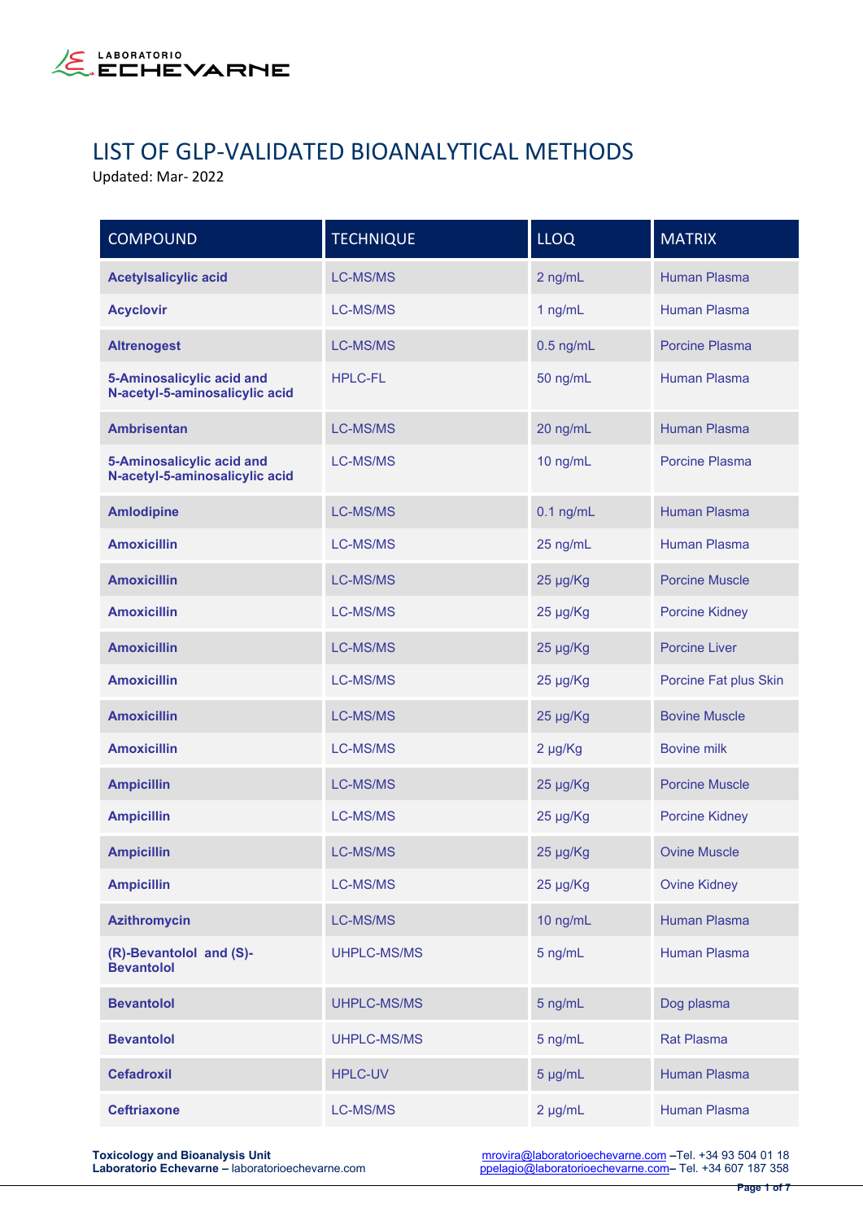LABORATORIO ECHEVARNE

# LIST OF GLP-VALIDATED BIOANALYTICAL METHODS

Updated: Mar- 2022

| COMPOUND | TECHNIQUE | LLOQ | MATRIX |
|---|---|---|---|
| **Acetylsalicylic acid** | LC-MS/MS | 2 ng/mL | Human Plasma |
| **Acyclovir** | LC-MS/MS | 1 ng/mL | Human Plasma |
| **Altrenogest** | LC-MS/MS | 0.5 ng/mL | Porcine Plasma |
| **5-Aminosalicylic acid and N-acetyl-5-aminosalicylic acid** | HPLC-FL | 50 ng/mL | Human Plasma |
| **Ambrisentan** | LC-MS/MS | 20 ng/mL | Human Plasma |
| **5-Aminosalicylic acid and N-acetyl-5-aminosalicylic acid** | LC-MS/MS | 10 ng/mL | Porcine Plasma |
| **Amlodipine** | LC-MS/MS | 0.1 ng/mL | Human Plasma |
| **Amoxicillin** | LC-MS/MS | 25 ng/mL | Human Plasma |
| **Amoxicillin** | LC-MS/MS | 25 µg/Kg | Porcine Muscle |
| **Amoxicillin** | LC-MS/MS | 25 µg/Kg | Porcine Kidney |
| **Amoxicillin** | LC-MS/MS | 25 µg/Kg | Porcine Liver |
| **Amoxicillin** | LC-MS/MS | 25 µg/Kg | Porcine Fat plus Skin |
| **Amoxicillin** | LC-MS/MS | 25 µg/Kg | Bovine Muscle |
| **Amoxicillin** | LC-MS/MS | 2 µg/Kg | Bovine milk |
| **Ampicillin** | LC-MS/MS | 25 µg/Kg | Porcine Muscle |
| **Ampicillin** | LC-MS/MS | 25 µg/Kg | Porcine Kidney |
| **Ampicillin** | LC-MS/MS | 25 µg/Kg | Ovine Muscle |
| **Ampicillin** | LC-MS/MS | 25 µg/Kg | Ovine Kidney |
| **Azithromycin** | LC-MS/MS | 10 ng/mL | Human Plasma |
| **(R)-Bevantolol and (S)-Bevantolol** | UHPLC-MS/MS | 5 ng/mL | Human Plasma |
| **Bevantolol** | UHPLC-MS/MS | 5 ng/mL | Dog plasma |
| **Bevantolol** | UHPLC-MS/MS | 5 ng/mL | Rat Plasma |
| **Cefadroxil** | HPLC-UV | 5 µg/mL | Human Plasma |
| **Ceftriaxone** | LC-MS/MS | 2 µg/mL | Human Plasma |

**Toxicology and Bioanalysis Unit**
**Laboratorio Echevarne –** laboratorioechevarne.com

mrovira@laboratorioechevarne.com –Tel. +34 93 504 01 18
ppelagio@laboratorioechevarne.com– Tel. +34 607 187 358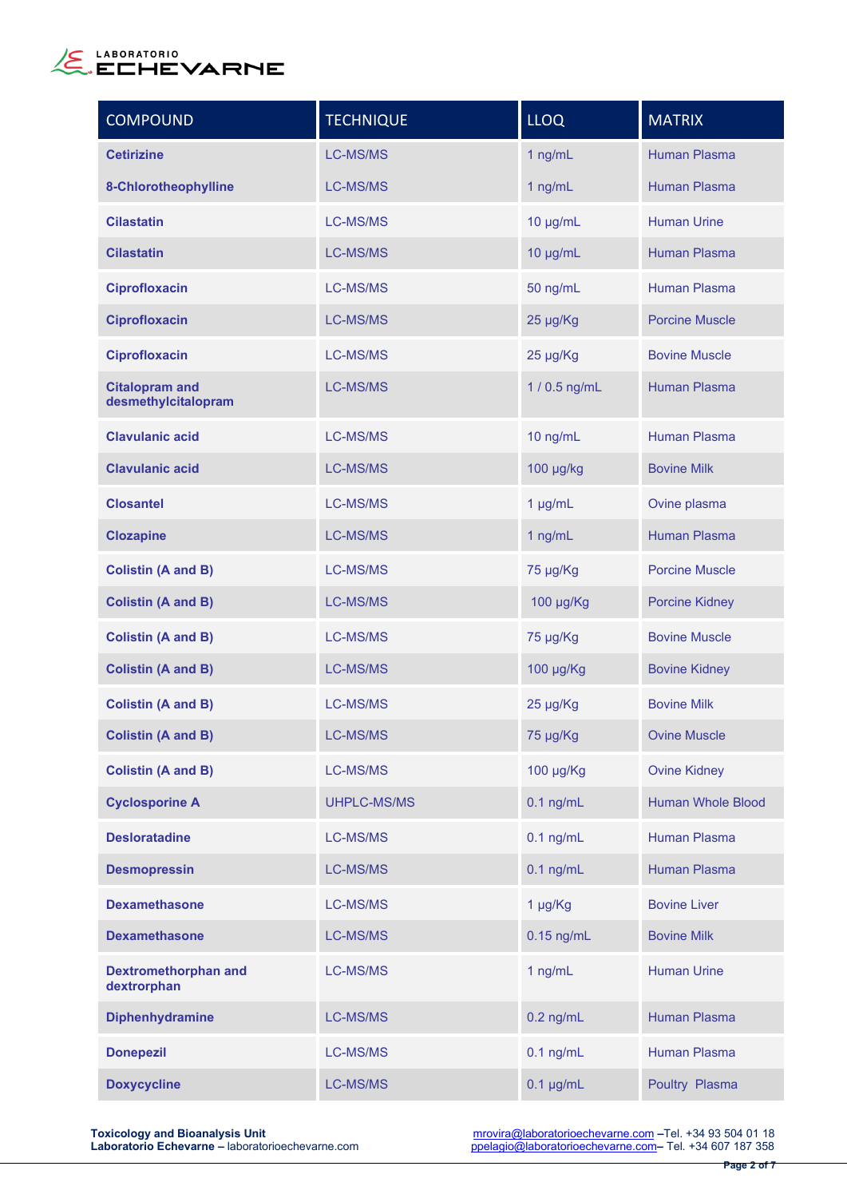| COMPOUND | TECHNIQUE | LLOQ | MATRIX |
|---|---|---|---|
| **Cetirizine** | LC-MS/MS | 1 ng/mL | Human Plasma |
| **8-Chlorotheophylline** | LC-MS/MS | 1 ng/mL | Human Plasma |
| **Cilastatin** | LC-MS/MS | 10 µg/mL | Human Urine |
| **Cilastatin** | LC-MS/MS | 10 µg/mL | Human Plasma |
| **Ciprofloxacin** | LC-MS/MS | 50 ng/mL | Human Plasma |
| **Ciprofloxacin** | LC-MS/MS | 25 µg/Kg | Porcine Muscle |
| **Ciprofloxacin** | LC-MS/MS | 25 µg/Kg | Bovine Muscle |
| **Citalopram and desmethylcitalopram** | LC-MS/MS | 1 / 0.5 ng/mL | Human Plasma |
| **Clavulanic acid** | LC-MS/MS | 10 ng/mL | Human Plasma |
| **Clavulanic acid** | LC-MS/MS | 100 µg/kg | Bovine Milk |
| **Closantel** | LC-MS/MS | 1 µg/mL | Ovine plasma |
| **Clozapine** | LC-MS/MS | 1 ng/mL | Human Plasma |
| **Colistin (A and B)** | LC-MS/MS | 75 µg/Kg | Porcine Muscle |
| **Colistin (A and B)** | LC-MS/MS | 100 µg/Kg | Porcine Kidney |
| **Colistin (A and B)** | LC-MS/MS | 75 µg/Kg | Bovine Muscle |
| **Colistin (A and B)** | LC-MS/MS | 100 µg/Kg | Bovine Kidney |
| **Colistin (A and B)** | LC-MS/MS | 25 µg/Kg | Bovine Milk |
| **Colistin (A and B)** | LC-MS/MS | 75 µg/Kg | Ovine Muscle |
| **Colistin (A and B)** | LC-MS/MS | 100 µg/Kg | Ovine Kidney |
| **Cyclosporine A** | UHPLC-MS/MS | 0.1 ng/mL | Human Whole Blood |
| **Desloratadine** | LC-MS/MS | 0.1 ng/mL | Human Plasma |
| **Desmopressin** | LC-MS/MS | 0.1 ng/mL | Human Plasma |
| **Dexamethasone** | LC-MS/MS | 1 µg/Kg | Bovine Liver |
| **Dexamethasone** | LC-MS/MS | 0.15 ng/mL | Bovine Milk |
| **Dextromethorphan and dextrorphan** | LC-MS/MS | 1 ng/mL | Human Urine |
| **Diphenhydramine** | LC-MS/MS | 0.2 ng/mL | Human Plasma |
| **Donepezil** | LC-MS/MS | 0.1 ng/mL | Human Plasma |
| **Doxycycline** | LC-MS/MS | 0.1 µg/mL | Poultry Plasma |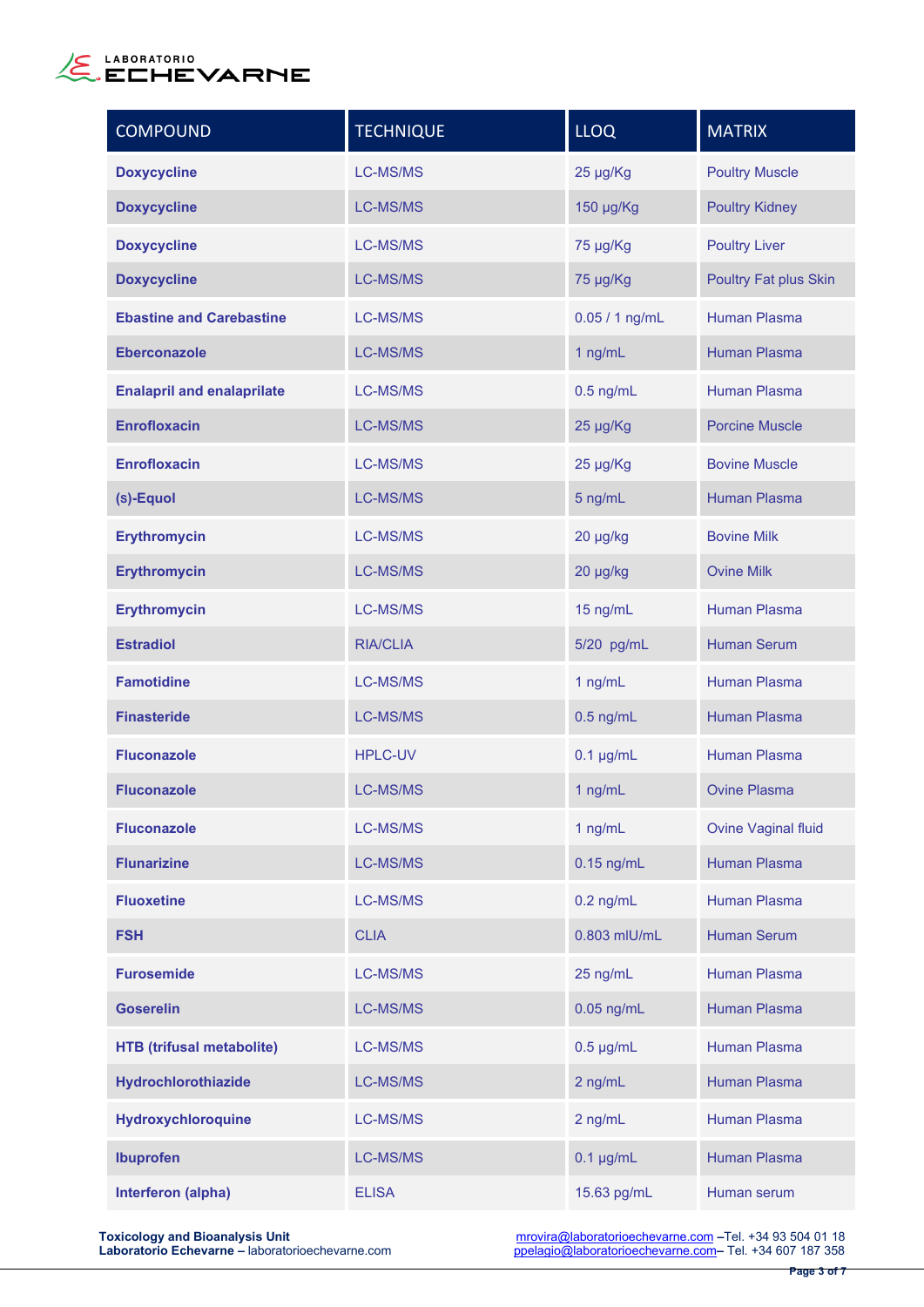| COMPOUND | TECHNIQUE | LLOQ | MATRIX |
|---|---|---|---|
| **Doxycycline** | LC-MS/MS | 25 µg/Kg | Poultry Muscle |
| **Doxycycline** | LC-MS/MS | 150 µg/Kg | Poultry Kidney |
| **Doxycycline** | LC-MS/MS | 75 µg/Kg | Poultry Liver |
| **Doxycycline** | LC-MS/MS | 75 µg/Kg | Poultry Fat plus Skin |
| **Ebastine and Carebastine** | LC-MS/MS | 0.05 / 1 ng/mL | Human Plasma |
| **Eberconazole** | LC-MS/MS | 1 ng/mL | Human Plasma |
| **Enalapril and enalaprilate** | LC-MS/MS | 0.5 ng/mL | Human Plasma |
| **Enrofloxacin** | LC-MS/MS | 25 µg/Kg | Porcine Muscle |
| **Enrofloxacin** | LC-MS/MS | 25 µg/Kg | Bovine Muscle |
| **(s)-Equol** | LC-MS/MS | 5 ng/mL | Human Plasma |
| **Erythromycin** | LC-MS/MS | 20 µg/kg | Bovine Milk |
| **Erythromycin** | LC-MS/MS | 20 µg/kg | Ovine Milk |
| **Erythromycin** | LC-MS/MS | 15 ng/mL | Human Plasma |
| **Estradiol** | RIA/CLIA | 5/20 pg/mL | Human Serum |
| **Famotidine** | LC-MS/MS | 1 ng/mL | Human Plasma |
| **Finasteride** | LC-MS/MS | 0.5 ng/mL | Human Plasma |
| **Fluconazole** | HPLC-UV | 0.1 µg/mL | Human Plasma |
| **Fluconazole** | LC-MS/MS | 1 ng/mL | Ovine Plasma |
| **Fluconazole** | LC-MS/MS | 1 ng/mL | Ovine Vaginal fluid |
| **Flunarizine** | LC-MS/MS | 0.15 ng/mL | Human Plasma |
| **Fluoxetine** | LC-MS/MS | 0.2 ng/mL | Human Plasma |
| **FSH** | CLIA | 0.803 mIU/mL | Human Serum |
| **Furosemide** | LC-MS/MS | 25 ng/mL | Human Plasma |
| **Goserelin** | LC-MS/MS | 0.05 ng/mL | Human Plasma |
| **HTB (trifusal metabolite)** | LC-MS/MS | 0.5 µg/mL | Human Plasma |
| **Hydrochlorothiazide** | LC-MS/MS | 2 ng/mL | Human Plasma |
| **Hydroxychloroquine** | LC-MS/MS | 2 ng/mL | Human Plasma |
| **Ibuprofen** | LC-MS/MS | 0.1 µg/mL | Human Plasma |
| **Interferon (alpha)** | ELISA | 15.63 pg/mL | Human serum |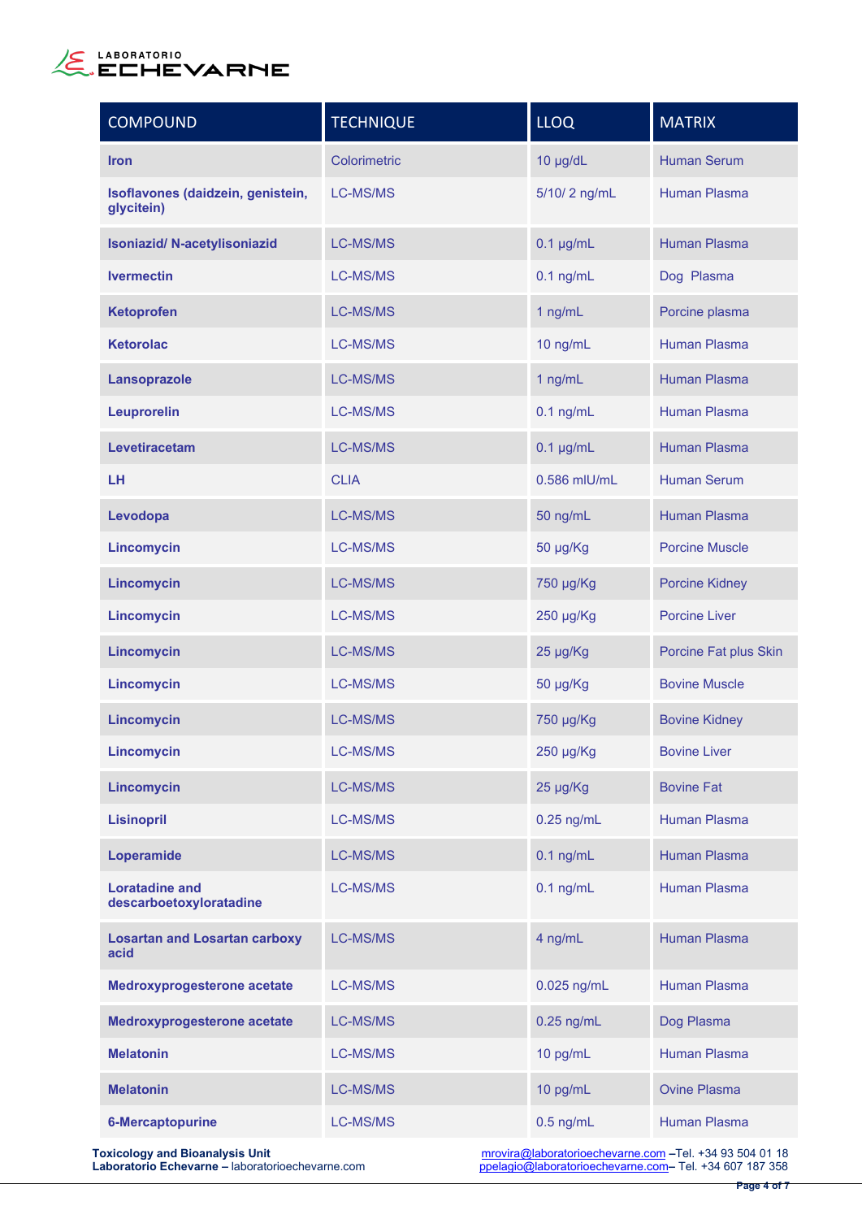| COMPOUND | TECHNIQUE | LLOQ | MATRIX |
|---|---|---|---|
| **Iron** | Colorimetric | 10 µg/dL | Human Serum |
| **Isoflavones (daidzein, genistein, glycitein)** | LC-MS/MS | 5/10/ 2 ng/mL | Human Plasma |
| **Isoniazid/ N-acetylisoniazid** | LC-MS/MS | 0.1 µg/mL | Human Plasma |
| **Ivermectin** | LC-MS/MS | 0.1 ng/mL | Dog Plasma |
| **Ketoprofen** | LC-MS/MS | 1 ng/mL | Porcine plasma |
| **Ketorolac** | LC-MS/MS | 10 ng/mL | Human Plasma |
| **Lansoprazole** | LC-MS/MS | 1 ng/mL | Human Plasma |
| **Leuprorelin** | LC-MS/MS | 0.1 ng/mL | Human Plasma |
| **Levetiracetam** | LC-MS/MS | 0.1 µg/mL | Human Plasma |
| **LH** | CLIA | 0.586 mIU/mL | Human Serum |
| **Levodopa** | LC-MS/MS | 50 ng/mL | Human Plasma |
| **Lincomycin** | LC-MS/MS | 50 µg/Kg | Porcine Muscle |
| **Lincomycin** | LC-MS/MS | 750 µg/Kg | Porcine Kidney |
| **Lincomycin** | LC-MS/MS | 250 µg/Kg | Porcine Liver |
| **Lincomycin** | LC-MS/MS | 25 µg/Kg | Porcine Fat plus Skin |
| **Lincomycin** | LC-MS/MS | 50 µg/Kg | Bovine Muscle |
| **Lincomycin** | LC-MS/MS | 750 µg/Kg | Bovine Kidney |
| **Lincomycin** | LC-MS/MS | 250 µg/Kg | Bovine Liver |
| **Lincomycin** | LC-MS/MS | 25 µg/Kg | Bovine Fat |
| **Lisinopril** | LC-MS/MS | 0.25 ng/mL | Human Plasma |
| **Loperamide** | LC-MS/MS | 0.1 ng/mL | Human Plasma |
| **Loratadine and descarboetoxyloratadine** | LC-MS/MS | 0.1 ng/mL | Human Plasma |
| **Losartan and Losartan carboxy acid** | LC-MS/MS | 4 ng/mL | Human Plasma |
| **Medroxyprogesterone acetate** | LC-MS/MS | 0.025 ng/mL | Human Plasma |
| **Medroxyprogesterone acetate** | LC-MS/MS | 0.25 ng/mL | Dog Plasma |
| **Melatonin** | LC-MS/MS | 10 pg/mL | Human Plasma |
| **Melatonin** | LC-MS/MS | 10 pg/mL | Ovine Plasma |
| **6-Mercaptopurine** | LC-MS/MS | 0.5 ng/mL | Human Plasma |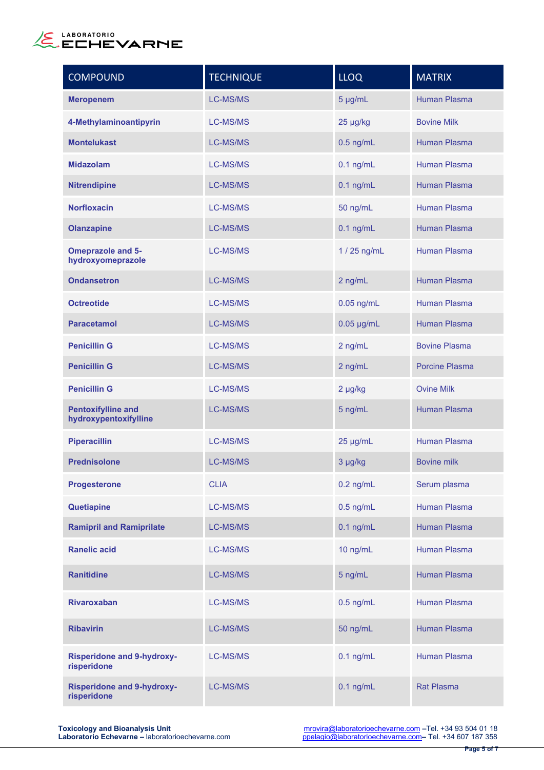| COMPOUND | TECHNIQUE | LLOQ | MATRIX |
|---|---|---|---|
| **Meropenem** | LC-MS/MS | 5 µg/mL | Human Plasma |
| **4-Methylaminoantipyrin** | LC-MS/MS | 25 µg/kg | Bovine Milk |
| **Montelukast** | LC-MS/MS | 0.5 ng/mL | Human Plasma |
| **Midazolam** | LC-MS/MS | 0.1 ng/mL | Human Plasma |
| **Nitrendipine** | LC-MS/MS | 0.1 ng/mL | Human Plasma |
| **Norfloxacin** | LC-MS/MS | 50 ng/mL | Human Plasma |
| **Olanzapine** | LC-MS/MS | 0.1 ng/mL | Human Plasma |
| **Omeprazole and 5-hydroxyomeprazole** | LC-MS/MS | 1 / 25 ng/mL | Human Plasma |
| **Ondansetron** | LC-MS/MS | 2 ng/mL | Human Plasma |
| **Octreotide** | LC-MS/MS | 0.05 ng/mL | Human Plasma |
| **Paracetamol** | LC-MS/MS | 0.05 µg/mL | Human Plasma |
| **Penicillin G** | LC-MS/MS | 2 ng/mL | Bovine Plasma |
| **Penicillin G** | LC-MS/MS | 2 ng/mL | Porcine Plasma |
| **Penicillin G** | LC-MS/MS | 2 µg/kg | Ovine Milk |
| **Pentoxifylline and hydroxypentoxifylline** | LC-MS/MS | 5 ng/mL | Human Plasma |
| **Piperacillin** | LC-MS/MS | 25 µg/mL | Human Plasma |
| **Prednisolone** | LC-MS/MS | 3 µg/kg | Bovine milk |
| **Progesterone** | CLIA | 0.2 ng/mL | Serum plasma |
| **Quetiapine** | LC-MS/MS | 0.5 ng/mL | Human Plasma |
| **Ramipril and Ramiprilate** | LC-MS/MS | 0.1 ng/mL | Human Plasma |
| **Ranelic acid** | LC-MS/MS | 10 ng/mL | Human Plasma |
| **Ranitidine** | LC-MS/MS | 5 ng/mL | Human Plasma |
| **Rivaroxaban** | LC-MS/MS | 0.5 ng/mL | Human Plasma |
| **Ribavirin** | LC-MS/MS | 50 ng/mL | Human Plasma |
| **Risperidone and 9-hydroxy-risperidone** | LC-MS/MS | 0.1 ng/mL | Human Plasma |
| **Risperidone and 9-hydroxy-risperidone** | LC-MS/MS | 0.1 ng/mL | Rat Plasma |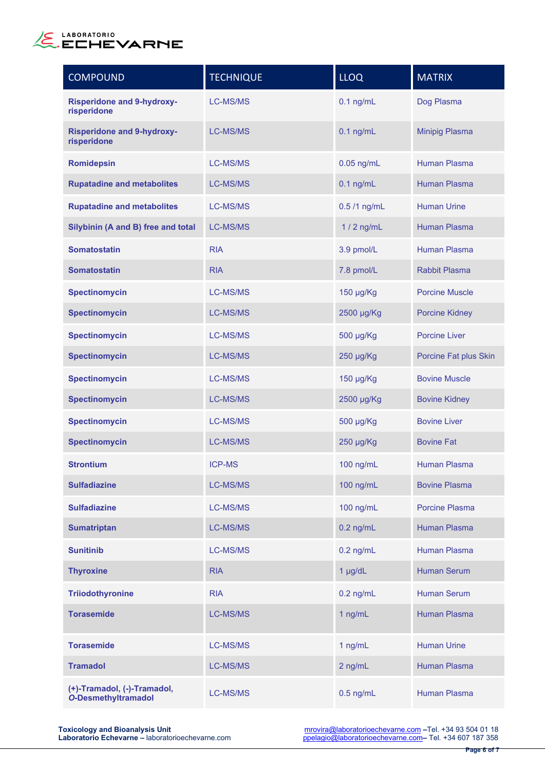| COMPOUND | TECHNIQUE | LLOQ | MATRIX |
|---|---|---|---|
| **Risperidone and 9-hydroxy-risperidone** | LC-MS/MS | 0.1 ng/mL | Dog Plasma |
| **Risperidone and 9-hydroxy-risperidone** | LC-MS/MS | 0.1 ng/mL | Minipig Plasma |
| **Romidepsin** | LC-MS/MS | 0.05 ng/mL | Human Plasma |
| **Rupatadine and metabolites** | LC-MS/MS | 0.1 ng/mL | Human Plasma |
| **Rupatadine and metabolites** | LC-MS/MS | 0.5 /1 ng/mL | Human Urine |
| **Silybinin (A and B) free and total** | LC-MS/MS | 1 / 2 ng/mL | Human Plasma |
| **Somatostatin** | RIA | 3.9 pmol/L | Human Plasma |
| **Somatostatin** | RIA | 7.8 pmol/L | Rabbit Plasma |
| **Spectinomycin** | LC-MS/MS | 150 µg/Kg | Porcine Muscle |
| **Spectinomycin** | LC-MS/MS | 2500 µg/Kg | Porcine Kidney |
| **Spectinomycin** | LC-MS/MS | 500 µg/Kg | Porcine Liver |
| **Spectinomycin** | LC-MS/MS | 250 µg/Kg | Porcine Fat plus Skin |
| **Spectinomycin** | LC-MS/MS | 150 µg/Kg | Bovine Muscle |
| **Spectinomycin** | LC-MS/MS | 2500 µg/Kg | Bovine Kidney |
| **Spectinomycin** | LC-MS/MS | 500 µg/Kg | Bovine Liver |
| **Spectinomycin** | LC-MS/MS | 250 µg/Kg | Bovine Fat |
| **Strontium** | ICP-MS | 100 ng/mL | Human Plasma |
| **Sulfadiazine** | LC-MS/MS | 100 ng/mL | Bovine Plasma |
| **Sulfadiazine** | LC-MS/MS | 100 ng/mL | Porcine Plasma |
| **Sumatriptan** | LC-MS/MS | 0.2 ng/mL | Human Plasma |
| **Sunitinib** | LC-MS/MS | 0.2 ng/mL | Human Plasma |
| **Thyroxine** | RIA | 1 µg/dL | Human Serum |
| **Triiodothyronine** | RIA | 0.2 ng/mL | Human Serum |
| **Torasemide** | LC-MS/MS | 1 ng/mL | Human Plasma |
| **Torasemide** | LC-MS/MS | 1 ng/mL | Human Urine |
| **Tramadol** | LC-MS/MS | 2 ng/mL | Human Plasma |
| **(+)-Tramadol, (-)-Tramadol, *O*-Desmethyltramadol** | LC-MS/MS | 0.5 ng/mL | Human Plasma |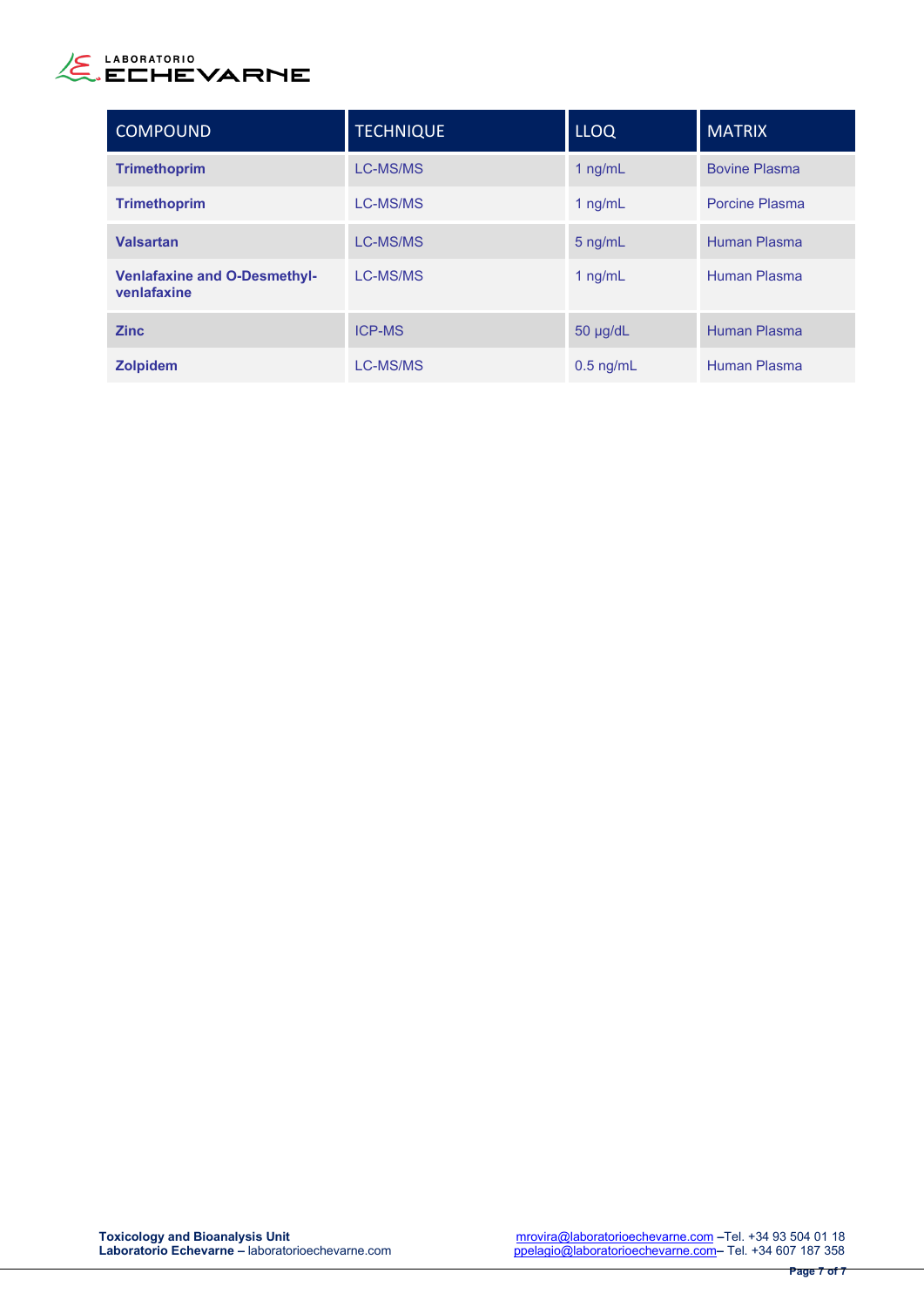| COMPOUND | TECHNIQUE | LLOQ | MATRIX |
|---|---|---|---|
| **Trimethoprim** | LC-MS/MS | 1 ng/mL | Bovine Plasma |
| **Trimethoprim** | LC-MS/MS | 1 ng/mL | Porcine Plasma |
| **Valsartan** | LC-MS/MS | 5 ng/mL | Human Plasma |
| **Venlafaxine and O-Desmethyl-venlafaxine** | LC-MS/MS | 1 ng/mL | Human Plasma |
| **Zinc** | ICP-MS | 50 µg/dL | Human Plasma |
| **Zolpidem** | LC-MS/MS | 0.5 ng/mL | Human Plasma |